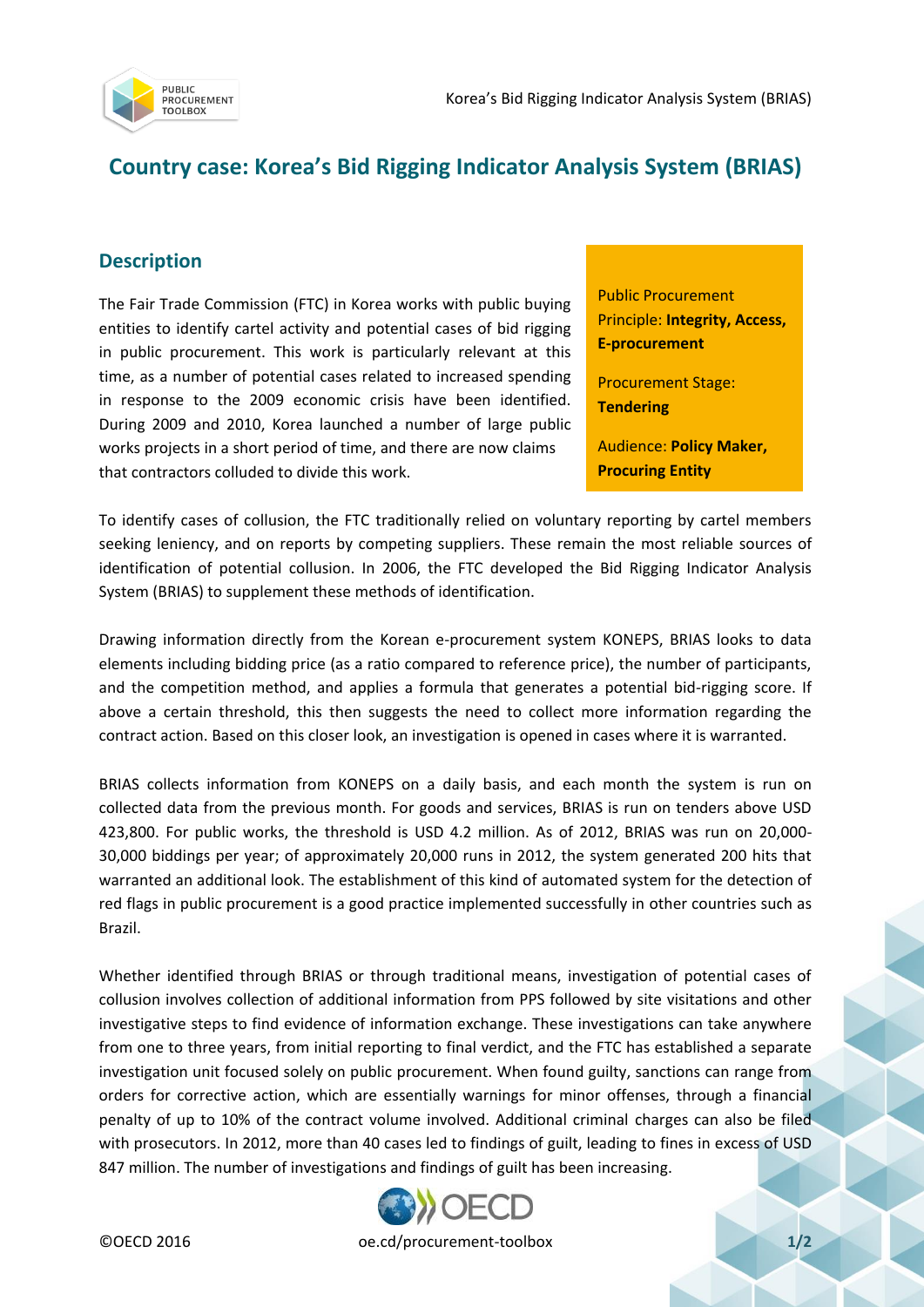# Country case: Korea's Bid Rigging Indicator Analysis System (BRIAS)

## Description

Public Procurement Principle: **Integrity, Access, E-procurement**

Procurement Stage: **Tendering**

Audience: **Policy Maker, Procuring Entity**

The Fair Trade Commission (FTC) in Korea works with public buying entities to identify cartel activity and potential cases of bid rigging in public procurement. This work is particularly relevant at this time, as a number of potential cases related to increased spending in response to the 2009 economic crisis have been identified. During 2009 and 2010, Korea launched a number of large public works projects in a short period of time, and there are now claims that contractors colluded to divide this work.

To identify cases of collusion, the FTC traditionally relied on voluntary reporting by cartel members seeking leniency, and on reports by competing suppliers. These remain the most reliable sources of identification of potential collusion. In 2006, the FTC developed the Bid Rigging Indicator Analysis System (BRIAS) to supplement these methods of identification.

Drawing information directly from the Korean e-procurement system KONEPS, BRIAS looks to data elements including bidding price (as a ratio compared to reference price), the number of participants, and the competition method, and applies a formula that generates a potential bid-rigging score. If above a certain threshold, this then suggests the need to collect more information regarding the contract action. Based on this closer look, an investigation is opened in cases where it is warranted.

BRIAS collects information from KONEPS on a daily basis, and each month the system is run on collected data from the previous month. For goods and services, BRIAS is run on tenders above USD 423,800. For public works, the threshold is USD 4.2 million. As of 2012, BRIAS was run on 20,000-30,000 biddings per year; of approximately 20,000 runs in 2012, the system generated 200 hits that warranted an additional look. The establishment of this kind of automated system for the detection of red flags in public procurement is a good practice implemented successfully in other countries such as Brazil.

Whether identified through BRIAS or through traditional means, investigation of potential cases of collusion involves collection of additional information from PPS followed by site visitations and other investigative steps to find evidence of information exchange. These investigations can take anywhere from one to three years, from initial reporting to final verdict, and the FTC has established a separate investigation unit focused solely on public procurement. When found guilty, sanctions can range from orders for corrective action, which are essentially warnings for minor offenses, through a financial penalty of up to 10% of the contract volume involved. Additional criminal charges can also be filed with prosecutors. In 2012, more than 40 cases led to findings of guilt, leading to fines in excess of USD 847 million. The number of investigations and findings of guilt has been increasing.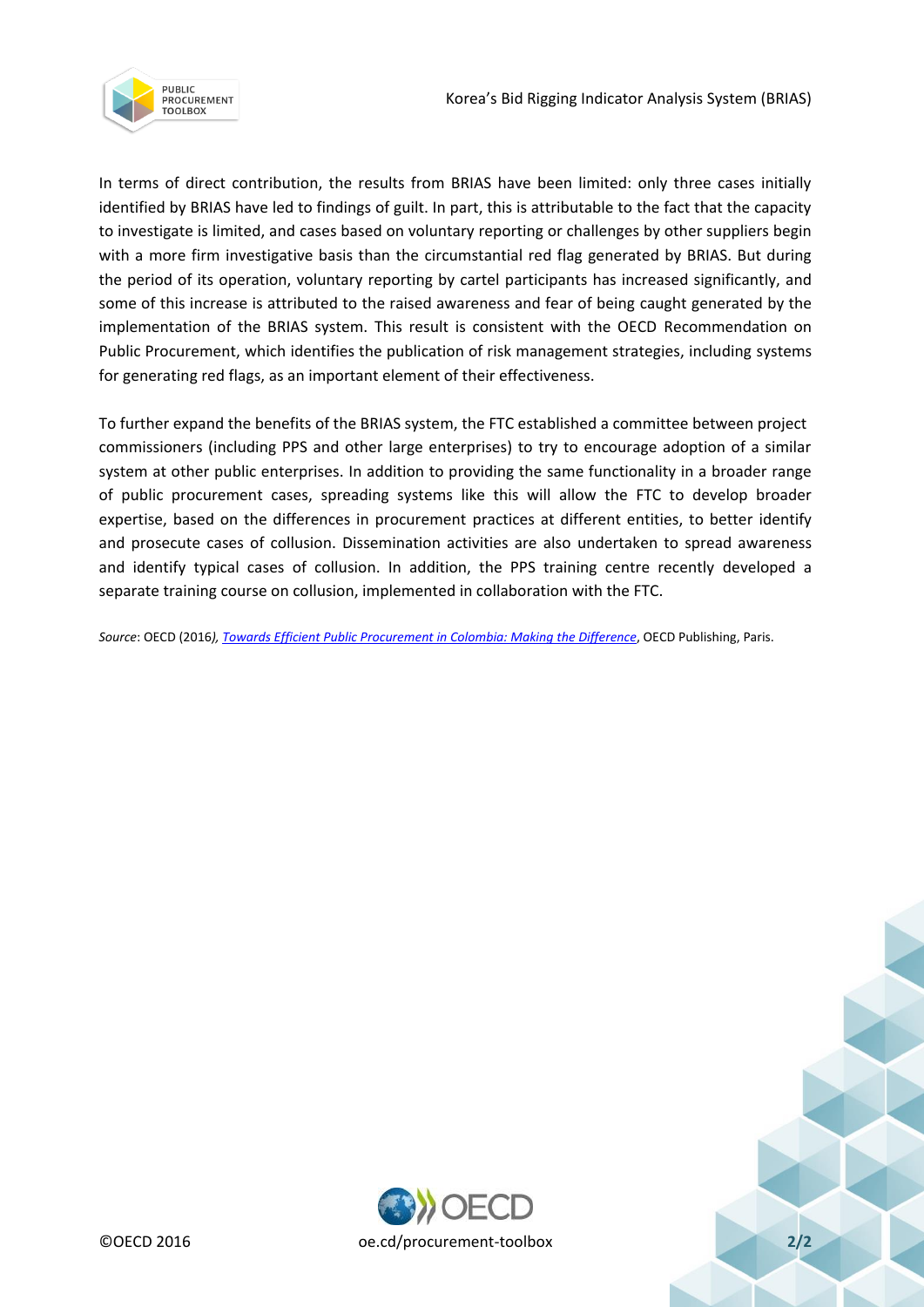In terms of direct contribution, the results from BRIAS have been limited: only three cases initially identified by BRIAS have led to findings of guilt. In part, this is attributable to the fact that the capacity to investigate is limited, and cases based on voluntary reporting or challenges by other suppliers begin with a more firm investigative basis than the circumstantial red flag generated by BRIAS. But during the period of its operation, voluntary reporting by cartel participants has increased significantly, and some of this increase is attributed to the raised awareness and fear of being caught generated by the implementation of the BRIAS system. This result is consistent with the OECD Recommendation on Public Procurement, which identifies the publication of risk management strategies, including systems for generating red flags, as an important element of their effectiveness.

To further expand the benefits of the BRIAS system, the FTC established a committee between project commissioners (including PPS and other large enterprises) to try to encourage adoption of a similar system at other public enterprises. In addition to providing the same functionality in a broader range of public procurement cases, spreading systems like this will allow the FTC to develop broader expertise, based on the differences in procurement practices at different entities, to better identify and prosecute cases of collusion. Dissemination activities are also undertaken to spread awareness and identify typical cases of collusion. In addition, the PPS training centre recently developed a separate training course on collusion, implemented in collaboration with the FTC.

*Source*: OECD (2016*), Towards Efficient Public Procurement in Colombia: Making the Difference*, OECD Publishing, Paris.